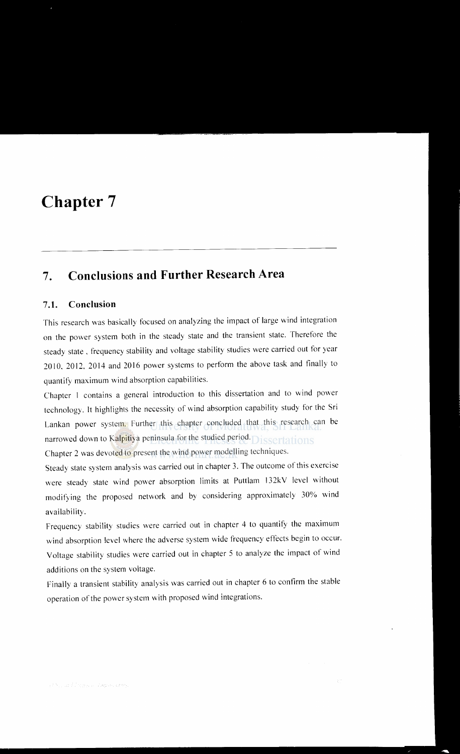// Chapter 7

## 7. Conclusions and Further Research Area

### 7.1. Conclusion

This research was basically focused on analyzing the impact of large wind integration on the power system both in the steady state and the transient state. Therefore the steady state , frequency stability and voltage stability studies were carried out for year 2010, 2012, 2014 and 2016 power systems to perform the above task and finally to quantify maximum wind absorption capabilities.

Chapter 1 contains a general introduction to this dissertation and to wind power technology. It highlights the necessity of wind absorption capability study for the Sri Lankan power system. Further this chapter concluded that this research can be narrowed down to Kalpitiya peninsula for the studied period.

Chapter 2 was devoted to present the wind power modelling techniques.

Steady state system analysis was carried out in chapter 3. The outcome of this exercise were steady state wind power absorption limits at Puttlam 132kV level without modifying the proposed network and by considering approximately 30% wind availability.

Frequency stability studies were carried out in chapter 4 to quantify the maximum wind absorption level where the adverse system wide frequency effects begin to occur.

Voltage stability studies were carried out in chapter 5 to analyze the impact of wind additions on the system voltage.

Finally a transient stability analysis was carried out in chapter 6 to confirm the stable operation of the power system with proposed wind integrations.

# Chapter 7

## 7. Conclusions and Further Research Area

### 7.1. Conclusion

This research was basically focused on analyzing the impact of large wind integration on the power system both in the steady state and the transient state. Therefore the steady state , frequency stability and voltage stability studies were carried out for year 2010, 2012, 2014 and 2016 power systems to perform the above task and finally to quantify maximum wind absorption capabilities.

Chapter 1 contains a general introduction to this dissertation and to wind power technology. It highlights the necessity of wind absorption capability study for the Sri Lankan power system. Further this chapter concluded that this research can be narrowed down to Kalpitiya peninsula for the studied period.

Chapter 2 was devoted to present the wind power modelling techniques.

Steady state system analysis was carried out in chapter 3. The outcome of this exercise were steady state wind power absorption limits at Puttlam 132kV level without modifying the proposed network and by considering approximately 30% wind availability.

Frequency stability studies were carried out in chapter 4 to quantify the maximum wind absorption level where the adverse system wide frequency effects begin to occur.

Voltage stability studies were carried out in chapter 5 to analyze the impact of wind additions on the system voltage.

Finally a transient stability analysis was carried out in chapter 6 to confirm the stable operation of the power system with proposed wind integrations.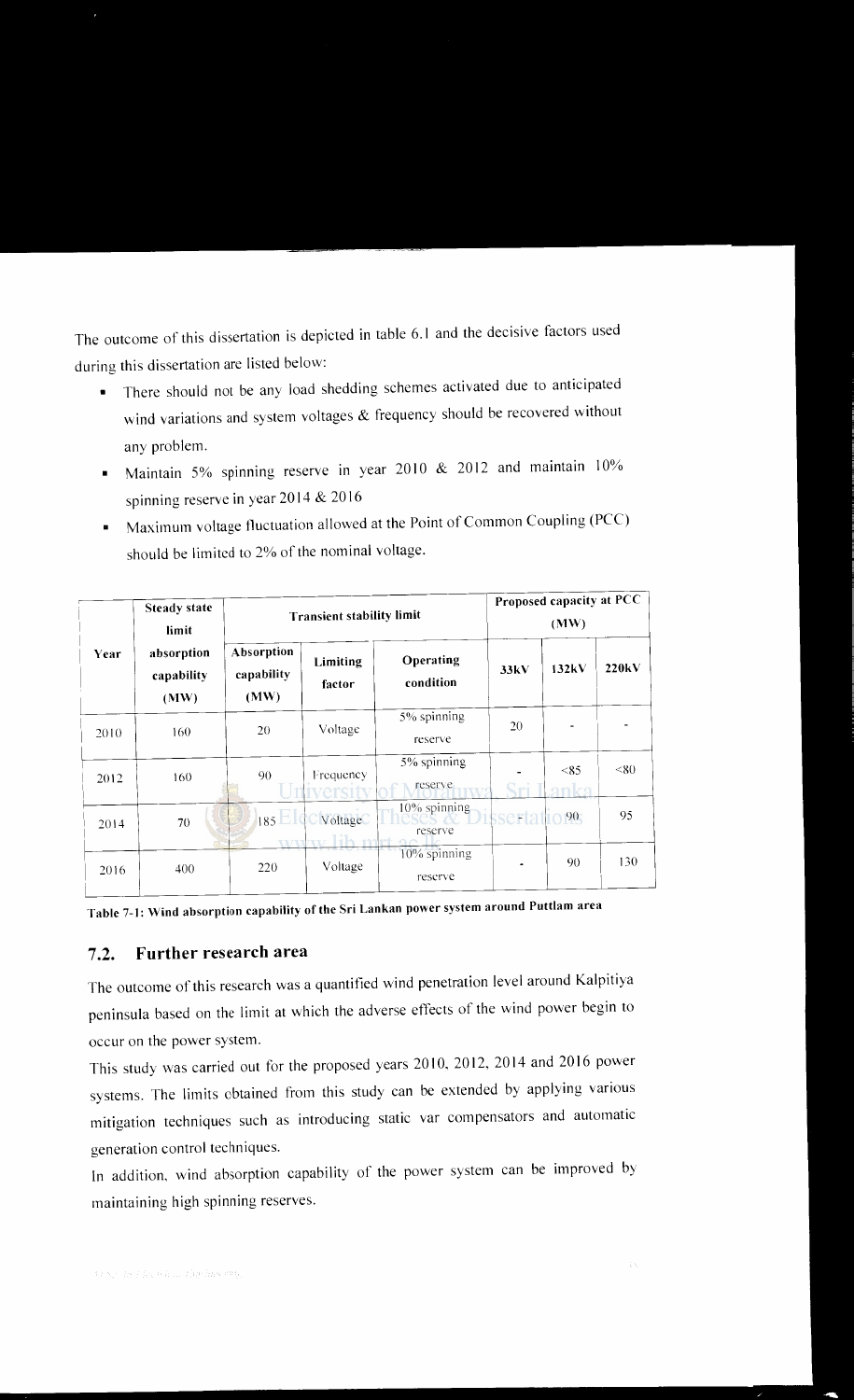The outcome of this dissertation is depicted in table 6.1 and the decisive factors used during this dissertation are listed below:

- There should not be any load shedding schemes activated due to anticipated wind variations and system voltages & frequency should be recovered without any problem.
- Maintain 5% spinning reserve in year 2010 & 2012 and maintain 10% spinning reserve in year 2014 & 2016
- Maximum voltage fluctuation allowed at the Point of Common Coupling (PCC) should be limited to 2% of the nominal voltage.

| Year | Steady state limit absorption capability (MW) | Transient stability limit | | | Proposed capacity at PCC (MW) | | |
|---|---|---|---|---|---|---|---|
| | | Absorption capability (MW) | Limiting factor | Operating condition | 33kV | 132kV | 220kV |
| 2010 | 160 | 20 | Voltage | 5% spinning reserve | 20 | - | - |
| 2012 | 160 | 90 | Frequency | 5% spinning reserve | - | <85 | <80 |
| 2014 | 70 | 185 | Voltage | 10% spinning reserve | - | 90 | 95 |
| 2016 | 400 | 220 | Voltage | 10% spinning reserve | - | 90 | 130 |

**Table 7-1: Wind absorption capability of the Sri Lankan power system around Puttlam area**

## 7.2. Further research area

The outcome of this research was a quantified wind penetration level around Kalpitiya peninsula based on the limit at which the adverse effects of the wind power begin to occur on the power system.

This study was carried out for the proposed years 2010, 2012, 2014 and 2016 power systems. The limits obtained from this study can be extended by applying various mitigation techniques such as introducing static var compensators and automatic generation control techniques.

In addition, wind absorption capability of the power system can be improved by maintaining high spinning reserves.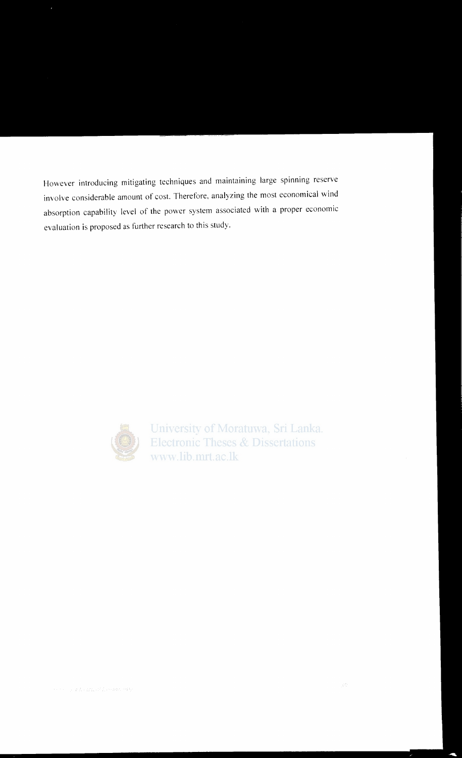However introducing mitigating techniques and maintaining large spinning reserve involve considerable amount of cost. Therefore, analyzing the most economical wind absorption capability level of the power system associated with a proper economic evaluation is proposed as further research to this study.